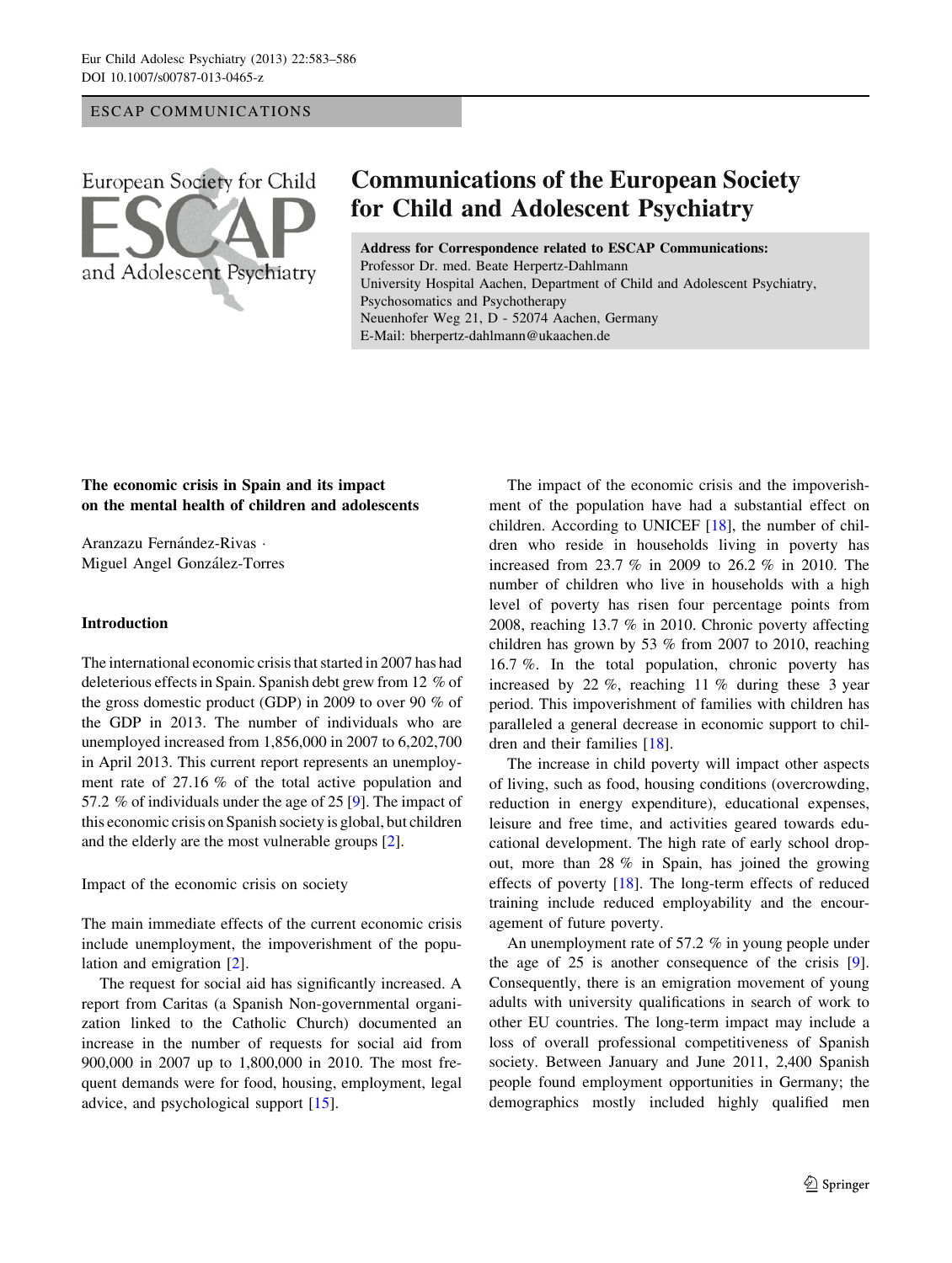ESCAP COMMUNICATIONS

# Communications of the European Society for Child and Adolescent Psychiatry

**Address for Correspondence related to ESCAP Communications:**
Professor Dr. med. Beate Herpertz-Dahlmann
University Hospital Aachen, Department of Child and Adolescent Psychiatry, Psychosomatics and Psychotherapy
Neuenhofer Weg 21, D - 52074 Aachen, Germany
E-Mail: bherpertz-dahlmann@ukaachen.de

## The economic crisis in Spain and its impact on the mental health of children and adolescents

Aranzazu Fernández-Rivas · Miguel Angel González-Torres

### Introduction

The international economic crisis that started in 2007 has had deleterious effects in Spain. Spanish debt grew from 12 % of the gross domestic product (GDP) in 2009 to over 90 % of the GDP in 2013. The number of individuals who are unemployed increased from 1,856,000 in 2007 to 6,202,700 in April 2013. This current report represents an unemployment rate of 27.16 % of the total active population and 57.2 % of individuals under the age of 25 [9]. The impact of this economic crisis on Spanish society is global, but children and the elderly are the most vulnerable groups [2].

#### Impact of the economic crisis on society

The main immediate effects of the current economic crisis include unemployment, the impoverishment of the population and emigration [2].

The request for social aid has significantly increased. A report from Caritas (a Spanish Non-governmental organization linked to the Catholic Church) documented an increase in the number of requests for social aid from 900,000 in 2007 up to 1,800,000 in 2010. The most frequent demands were for food, housing, employment, legal advice, and psychological support [15].

The impact of the economic crisis and the impoverishment of the population have had a substantial effect on children. According to UNICEF [18], the number of children who reside in households living in poverty has increased from 23.7 % in 2009 to 26.2 % in 2010. The number of children who live in households with a high level of poverty has risen four percentage points from 2008, reaching 13.7 % in 2010. Chronic poverty affecting children has grown by 53 % from 2007 to 2010, reaching 16.7 %. In the total population, chronic poverty has increased by 22 %, reaching 11 % during these 3 year period. This impoverishment of families with children has paralleled a general decrease in economic support to children and their families [18].

The increase in child poverty will impact other aspects of living, such as food, housing conditions (overcrowding, reduction in energy expenditure), educational expenses, leisure and free time, and activities geared towards educational development. The high rate of early school dropout, more than 28 % in Spain, has joined the growing effects of poverty [18]. The long-term effects of reduced training include reduced employability and the encouragement of future poverty.

An unemployment rate of 57.2 % in young people under the age of 25 is another consequence of the crisis [9]. Consequently, there is an emigration movement of young adults with university qualifications in search of work to other EU countries. The long-term impact may include a loss of overall professional competitiveness of Spanish society. Between January and June 2011, 2,400 Spanish people found employment opportunities in Germany; the demographics mostly included highly qualified men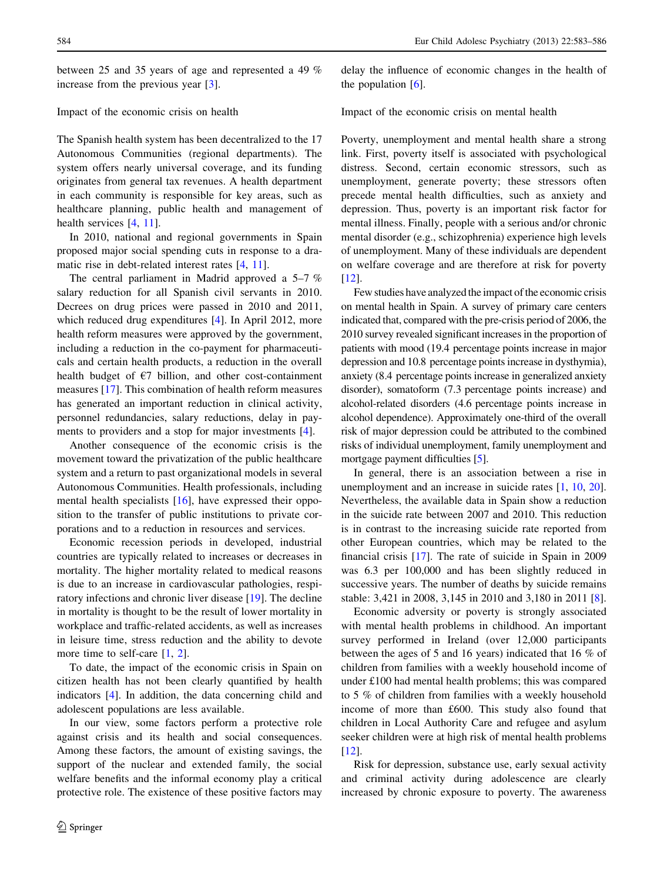between 25 and 35 years of age and represented a 49 % increase from the previous year [3].

## Impact of the economic crisis on health

The Spanish health system has been decentralized to the 17 Autonomous Communities (regional departments). The system offers nearly universal coverage, and its funding originates from general tax revenues. A health department in each community is responsible for key areas, such as healthcare planning, public health and management of health services [4, 11].

In 2010, national and regional governments in Spain proposed major social spending cuts in response to a dramatic rise in debt-related interest rates [4, 11].

The central parliament in Madrid approved a 5–7 % salary reduction for all Spanish civil servants in 2010. Decrees on drug prices were passed in 2010 and 2011, which reduced drug expenditures [4]. In April 2012, more health reform measures were approved by the government, including a reduction in the co-payment for pharmaceuticals and certain health products, a reduction in the overall health budget of €7 billion, and other cost-containment measures [17]. This combination of health reform measures has generated an important reduction in clinical activity, personnel redundancies, salary reductions, delay in payments to providers and a stop for major investments [4].

Another consequence of the economic crisis is the movement toward the privatization of the public healthcare system and a return to past organizational models in several Autonomous Communities. Health professionals, including mental health specialists [16], have expressed their opposition to the transfer of public institutions to private corporations and to a reduction in resources and services.

Economic recession periods in developed, industrial countries are typically related to increases or decreases in mortality. The higher mortality related to medical reasons is due to an increase in cardiovascular pathologies, respiratory infections and chronic liver disease [19]. The decline in mortality is thought to be the result of lower mortality in workplace and traffic-related accidents, as well as increases in leisure time, stress reduction and the ability to devote more time to self-care [1, 2].

To date, the impact of the economic crisis in Spain on citizen health has not been clearly quantified by health indicators [4]. In addition, the data concerning child and adolescent populations are less available.

In our view, some factors perform a protective role against crisis and its health and social consequences. Among these factors, the amount of existing savings, the support of the nuclear and extended family, the social welfare benefits and the informal economy play a critical protective role. The existence of these positive factors may delay the influence of economic changes in the health of the population [6].

## Impact of the economic crisis on mental health

Poverty, unemployment and mental health share a strong link. First, poverty itself is associated with psychological distress. Second, certain economic stressors, such as unemployment, generate poverty; these stressors often precede mental health difficulties, such as anxiety and depression. Thus, poverty is an important risk factor for mental illness. Finally, people with a serious and/or chronic mental disorder (e.g., schizophrenia) experience high levels of unemployment. Many of these individuals are dependent on welfare coverage and are therefore at risk for poverty [12].

Few studies have analyzed the impact of the economic crisis on mental health in Spain. A survey of primary care centers indicated that, compared with the pre-crisis period of 2006, the 2010 survey revealed significant increases in the proportion of patients with mood (19.4 percentage points increase in major depression and 10.8 percentage points increase in dysthymia), anxiety (8.4 percentage points increase in generalized anxiety disorder), somatoform (7.3 percentage points increase) and alcohol-related disorders (4.6 percentage points increase in alcohol dependence). Approximately one-third of the overall risk of major depression could be attributed to the combined risks of individual unemployment, family unemployment and mortgage payment difficulties [5].

In general, there is an association between a rise in unemployment and an increase in suicide rates [1, 10, 20]. Nevertheless, the available data in Spain show a reduction in the suicide rate between 2007 and 2010. This reduction is in contrast to the increasing suicide rate reported from other European countries, which may be related to the financial crisis [17]. The rate of suicide in Spain in 2009 was 6.3 per 100,000 and has been slightly reduced in successive years. The number of deaths by suicide remains stable: 3,421 in 2008, 3,145 in 2010 and 3,180 in 2011 [8].

Economic adversity or poverty is strongly associated with mental health problems in childhood. An important survey performed in Ireland (over 12,000 participants between the ages of 5 and 16 years) indicated that 16 % of children from families with a weekly household income of under £100 had mental health problems; this was compared to 5 % of children from families with a weekly household income of more than £600. This study also found that children in Local Authority Care and refugee and asylum seeker children were at high risk of mental health problems [12].

Risk for depression, substance use, early sexual activity and criminal activity during adolescence are clearly increased by chronic exposure to poverty. The awareness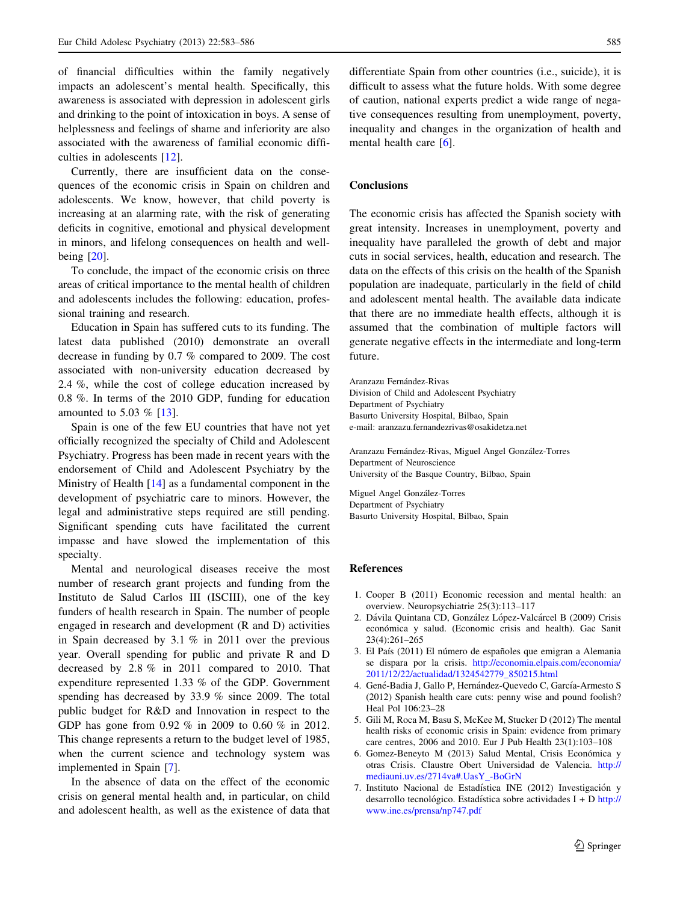of financial difficulties within the family negatively impacts an adolescent's mental health. Specifically, this awareness is associated with depression in adolescent girls and drinking to the point of intoxication in boys. A sense of helplessness and feelings of shame and inferiority are also associated with the awareness of familial economic difficulties in adolescents [12].

Currently, there are insufficient data on the consequences of the economic crisis in Spain on children and adolescents. We know, however, that child poverty is increasing at an alarming rate, with the risk of generating deficits in cognitive, emotional and physical development in minors, and lifelong consequences on health and well-being [20].

To conclude, the impact of the economic crisis on three areas of critical importance to the mental health of children and adolescents includes the following: education, professional training and research.

Education in Spain has suffered cuts to its funding. The latest data published (2010) demonstrate an overall decrease in funding by 0.7 % compared to 2009. The cost associated with non-university education decreased by 2.4 %, while the cost of college education increased by 0.8 %. In terms of the 2010 GDP, funding for education amounted to 5.03 % [13].

Spain is one of the few EU countries that have not yet officially recognized the specialty of Child and Adolescent Psychiatry. Progress has been made in recent years with the endorsement of Child and Adolescent Psychiatry by the Ministry of Health [14] as a fundamental component in the development of psychiatric care to minors. However, the legal and administrative steps required are still pending. Significant spending cuts have facilitated the current impasse and have slowed the implementation of this specialty.

Mental and neurological diseases receive the most number of research grant projects and funding from the Instituto de Salud Carlos III (ISCIII), one of the key funders of health research in Spain. The number of people engaged in research and development (R and D) activities in Spain decreased by 3.1 % in 2011 over the previous year. Overall spending for public and private R and D decreased by 2.8 % in 2011 compared to 2010. That expenditure represented 1.33 % of the GDP. Government spending has decreased by 33.9 % since 2009. The total public budget for R&D and Innovation in respect to the GDP has gone from 0.92 % in 2009 to 0.60 % in 2012. This change represents a return to the budget level of 1985, when the current science and technology system was implemented in Spain [7].

In the absence of data on the effect of the economic crisis on general mental health and, in particular, on child and adolescent health, as well as the existence of data that differentiate Spain from other countries (i.e., suicide), it is difficult to assess what the future holds. With some degree of caution, national experts predict a wide range of negative consequences resulting from unemployment, poverty, inequality and changes in the organization of health and mental health care [6].

## Conclusions

The economic crisis has affected the Spanish society with great intensity. Increases in unemployment, poverty and inequality have paralleled the growth of debt and major cuts in social services, health, education and research. The data on the effects of this crisis on the health of the Spanish population are inadequate, particularly in the field of child and adolescent mental health. The available data indicate that there are no immediate health effects, although it is assumed that the combination of multiple factors will generate negative effects in the intermediate and long-term future.

Aranzazu Fernández-Rivas
Division of Child and Adolescent Psychiatry
Department of Psychiatry
Basurto University Hospital, Bilbao, Spain
e-mail: aranzazu.fernandezrivas@osakidetza.net

Aranzazu Fernández-Rivas, Miguel Angel González-Torres
Department of Neuroscience
University of the Basque Country, Bilbao, Spain

Miguel Angel González-Torres
Department of Psychiatry
Basurto University Hospital, Bilbao, Spain

## References

1. Cooper B (2011) Economic recession and mental health: an overview. Neuropsychiatrie 25(3):113–117
2. Dávila Quintana CD, González López-Valcárcel B (2009) Crisis económica y salud. (Economic crisis and health). Gac Sanit 23(4):261–265
3. El País (2011) El número de españoles que emigran a Alemania se dispara por la crisis. http://economia.elpais.com/economia/2011/12/22/actualidad/1324542779_850215.html
4. Gené-Badia J, Gallo P, Hernández-Quevedo C, García-Armesto S (2012) Spanish health care cuts: penny wise and pound foolish? Heal Pol 106:23–28
5. Gili M, Roca M, Basu S, McKee M, Stucker D (2012) The mental health risks of economic crisis in Spain: evidence from primary care centres, 2006 and 2010. Eur J Pub Health 23(1):103–108
6. Gomez-Beneyto M (2013) Salud Mental, Crisis Económica y otras Crisis. Claustre Obert Universidad de Valencia. http://mediauni.uv.es/2714va#.UasY_-BoGrN
7. Instituto Nacional de Estadística INE (2012) Investigación y desarrollo tecnológico. Estadística sobre actividades I + D http://www.ine.es/prensa/np747.pdf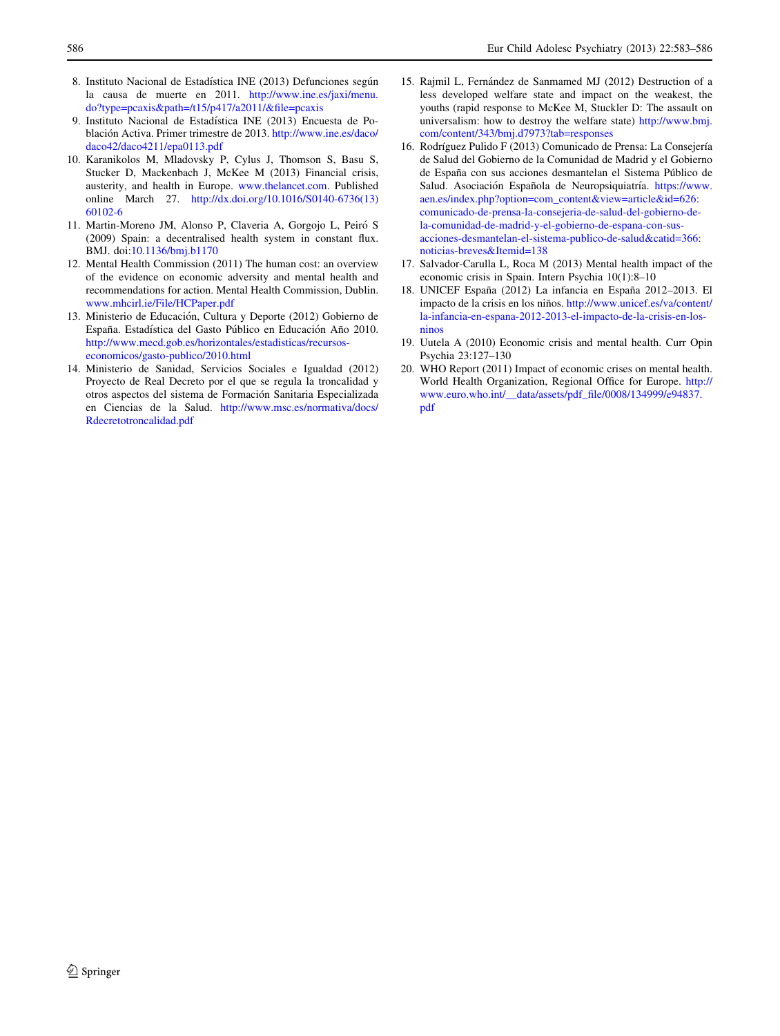8. Instituto Nacional de Estadística INE (2013) Defunciones según la causa de muerte en 2011. http://www.ine.es/jaxi/menu.do?type=pcaxis&path=/t15/p417/a2011/&file=pcaxis
9. Instituto Nacional de Estadística INE (2013) Encuesta de Población Activa. Primer trimestre de 2013. http://www.ine.es/daco/daco42/daco4211/epa0113.pdf
10. Karanikolos M, Mladovsky P, Cylus J, Thomson S, Basu S, Stucker D, Mackenbach J, McKee M (2013) Financial crisis, austerity, and health in Europe. www.thelancet.com. Published online March 27. http://dx.doi.org/10.1016/S0140-6736(13)60102-6
11. Martin-Moreno JM, Alonso P, Claveria A, Gorgojo L, Peiró S (2009) Spain: a decentralised health system in constant flux. BMJ. doi:10.1136/bmj.b1170
12. Mental Health Commission (2011) The human cost: an overview of the evidence on economic adversity and mental health and recommendations for action. Mental Health Commission, Dublin. www.mhcirl.ie/File/HCPaper.pdf
13. Ministerio de Educación, Cultura y Deporte (2012) Gobierno de España. Estadística del Gasto Público en Educación Año 2010. http://www.mecd.gob.es/horizontales/estadisticas/recursos-economicos/gasto-publico/2010.html
14. Ministerio de Sanidad, Servicios Sociales e Igualdad (2012) Proyecto de Real Decreto por el que se regula la troncalidad y otros aspectos del sistema de Formación Sanitaria Especializada en Ciencias de la Salud. http://www.msc.es/normativa/docs/Rdecretotroncalidad.pdf
15. Rajmil L, Fernández de Sanmamed MJ (2012) Destruction of a less developed welfare state and impact on the weakest, the youths (rapid response to McKee M, Stuckler D: The assault on universalism: how to destroy the welfare state) http://www.bmj.com/content/343/bmj.d7973?tab=responses
16. Rodríguez Pulido F (2013) Comunicado de Prensa: La Consejería de Salud del Gobierno de la Comunidad de Madrid y el Gobierno de España con sus acciones desmantelan el Sistema Público de Salud. Asociación Española de Neuropsiquiatría. https://www.aen.es/index.php?option=com_content&view=article&id=626:comunicado-de-prensa-la-consejeria-de-salud-del-gobierno-de-la-comunidad-de-madrid-y-el-gobierno-de-espana-con-sus-acciones-desmantelan-el-sistema-publico-de-salud&catid=366:noticias-breves&Itemid=138
17. Salvador-Carulla L, Roca M (2013) Mental health impact of the economic crisis in Spain. Intern Psychia 10(1):8–10
18. UNICEF España (2012) La infancia en España 2012–2013. El impacto de la crisis en los niños. http://www.unicef.es/va/content/la-infancia-en-espana-2012-2013-el-impacto-de-la-crisis-en-los-ninos
19. Uutela A (2010) Economic crisis and mental health. Curr Opin Psychia 23:127–130
20. WHO Report (2011) Impact of economic crises on mental health. World Health Organization, Regional Office for Europe. http://www.euro.who.int/__data/assets/pdf_file/0008/134999/e94837.pdf